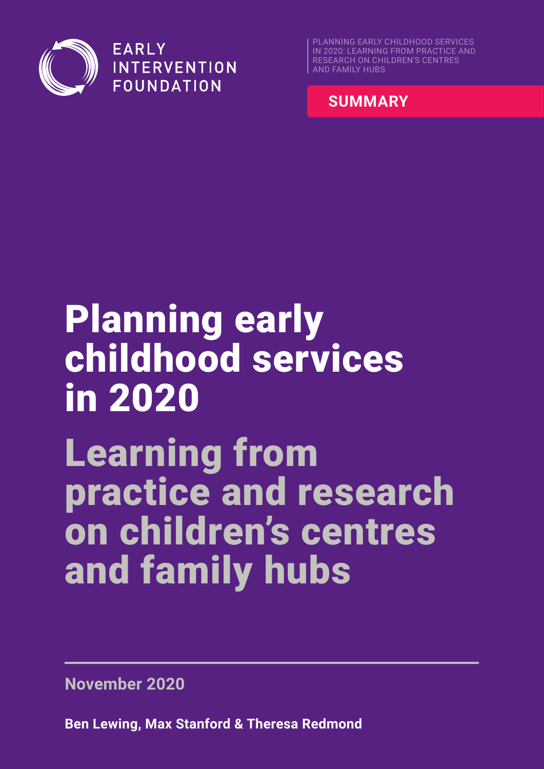EARLY INTERVENTION FOUNDATION

PLANNING EARLY CHILDHOOD SERVICES IN 2020: LEARNING FROM PRACTICE AND RESEARCH ON CHILDREN'S CENTRES AND FAMILY HUBS

**SUMMARY**

# Planning early childhood services in 2020

## Learning from practice and research on children's centres and family hubs

**November 2020**

**Ben Lewing, Max Stanford & Theresa Redmond**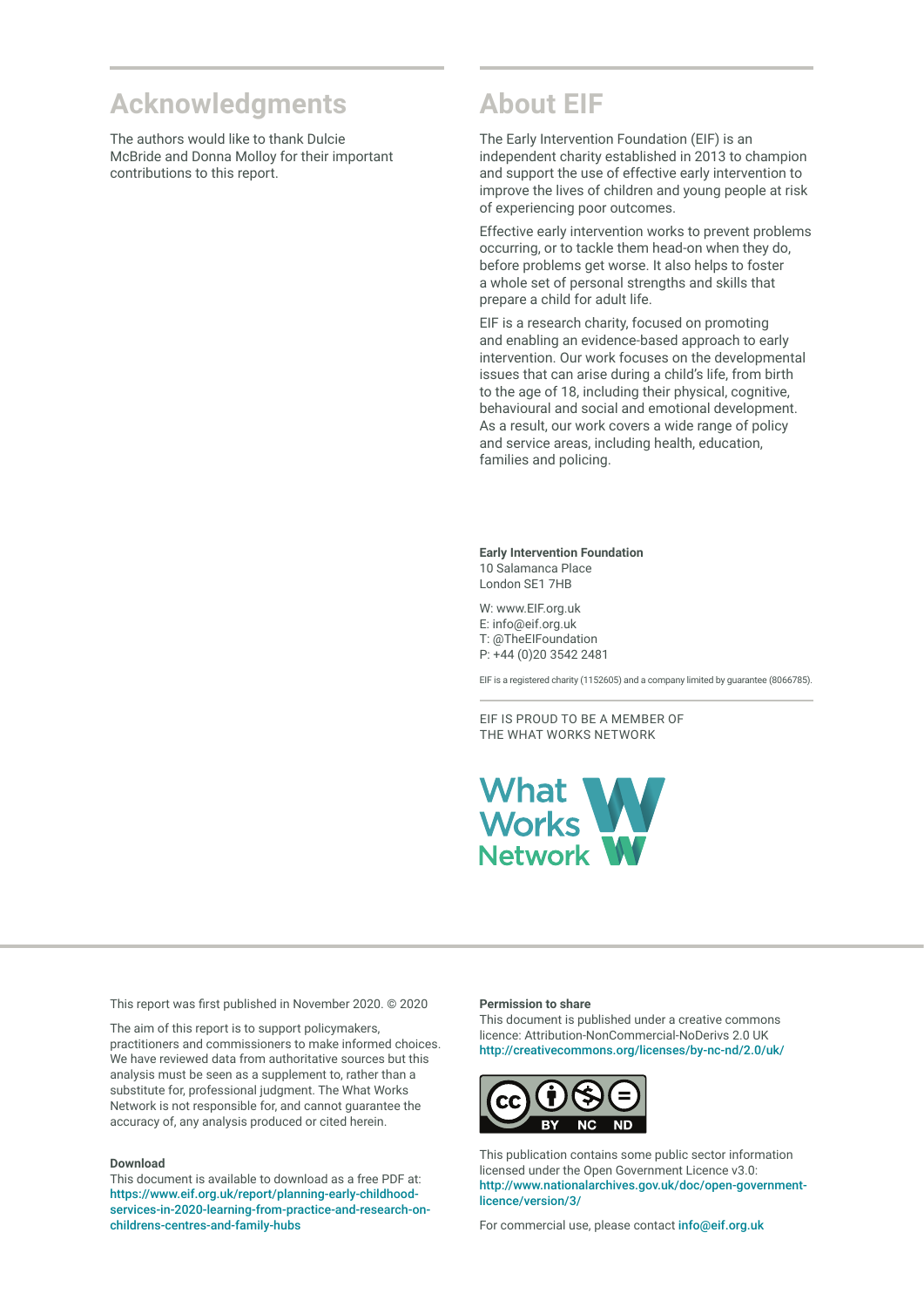## Acknowledgments

The authors would like to thank Dulcie McBride and Donna Molloy for their important contributions to this report.

## About EIF

The Early Intervention Foundation (EIF) is an independent charity established in 2013 to champion and support the use of effective early intervention to improve the lives of children and young people at risk of experiencing poor outcomes.

Effective early intervention works to prevent problems occurring, or to tackle them head-on when they do, before problems get worse. It also helps to foster a whole set of personal strengths and skills that prepare a child for adult life.

EIF is a research charity, focused on promoting and enabling an evidence-based approach to early intervention. Our work focuses on the developmental issues that can arise during a child's life, from birth to the age of 18, including their physical, cognitive, behavioural and social and emotional development. As a result, our work covers a wide range of policy and service areas, including health, education, families and policing.

**Early Intervention Foundation**
10 Salamanca Place
London SE1 7HB

W: www.EIF.org.uk
E: info@eif.org.uk
T: @TheEIFoundation
P: +44 (0)20 3542 2481

EIF is a registered charity (1152605) and a company limited by guarantee (8066785).

EIF IS PROUD TO BE A MEMBER OF THE WHAT WORKS NETWORK

What Works Network

This report was first published in November 2020. © 2020

The aim of this report is to support policymakers, practitioners and commissioners to make informed choices. We have reviewed data from authoritative sources but this analysis must be seen as a supplement to, rather than a substitute for, professional judgment. The What Works Network is not responsible for, and cannot guarantee the accuracy of, any analysis produced or cited herein.

**Download**
This document is available to download as a free PDF at: https://www.eif.org.uk/report/planning-early-childhood-services-in-2020-learning-from-practice-and-research-on-childrens-centres-and-family-hubs

**Permission to share**
This document is published under a creative commons licence: Attribution-NonCommercial-NoDerivs 2.0 UK
http://creativecommons.org/licenses/by-nc-nd/2.0/uk/

This publication contains some public sector information licensed under the Open Government Licence v3.0: http://www.nationalarchives.gov.uk/doc/open-government-licence/version/3/

For commercial use, please contact info@eif.org.uk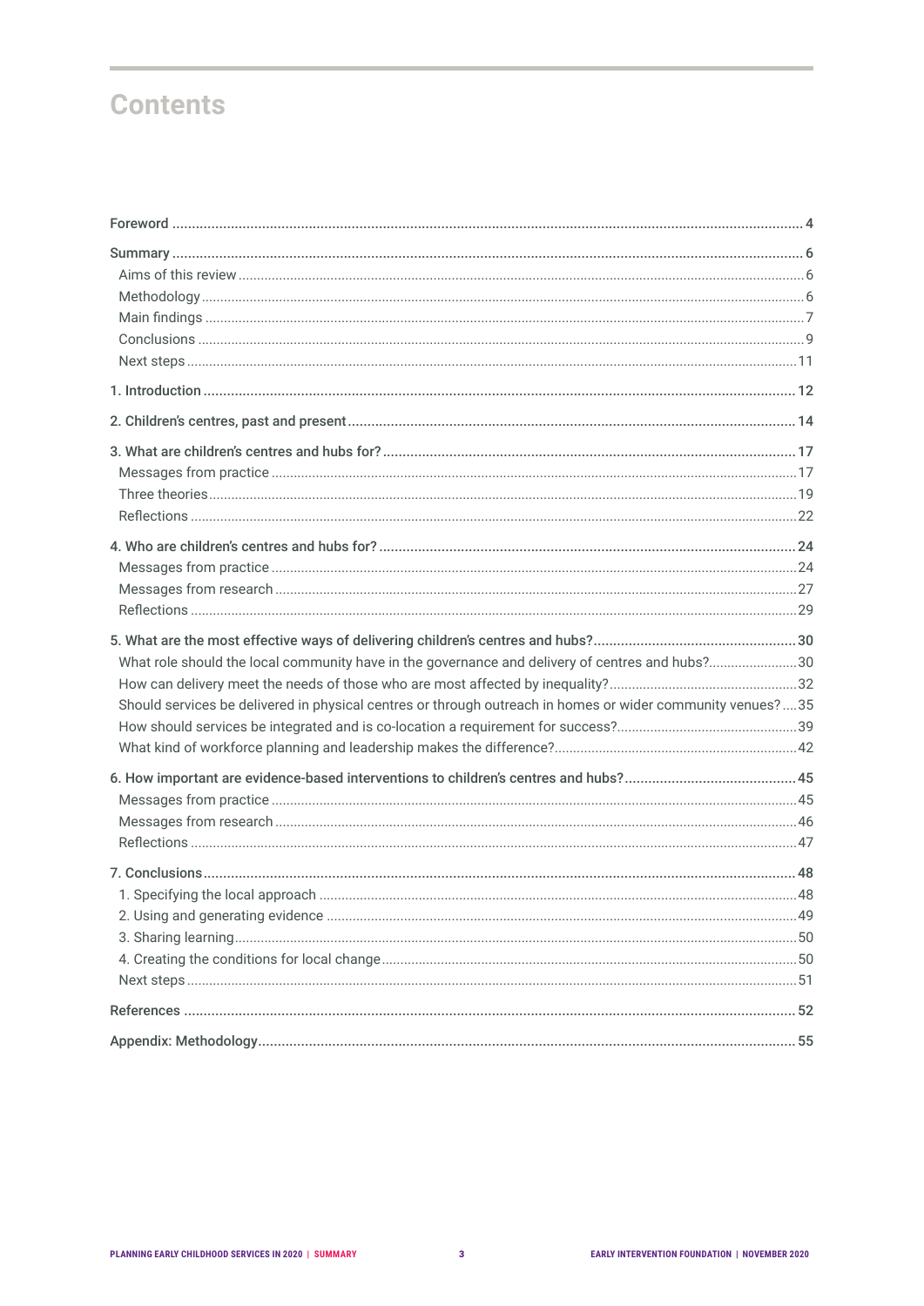# Contents

Foreword ....................................................................................................................................................... 4

Summary ....................................................................................................................................................... 6
- Aims of this review ........................................................................................................................................ 6
- Methodology .................................................................................................................................................. 6
- Main findings ................................................................................................................................................ 7
- Conclusions ................................................................................................................................................... 9
- Next steps ..................................................................................................................................................... 11

1. Introduction ............................................................................................................................................ 12

2. Children's centres, past and present ..................................................................................................... 14

3. What are children's centres and hubs for? ............................................................................................ 17
- Messages from practice ............................................................................................................................... 17
- Three theories ............................................................................................................................................... 19
- Reflections .................................................................................................................................................... 22

4. Who are children's centres and hubs for? ............................................................................................. 24
- Messages from practice ............................................................................................................................... 24
- Messages from research ............................................................................................................................... 27
- Reflections .................................................................................................................................................... 29

5. What are the most effective ways of delivering children's centres and hubs? .................................... 30
- What role should the local community have in the governance and delivery of centres and hubs? ........ 30
- How can delivery meet the needs of those who are most affected by inequality? .................................... 32
- Should services be delivered in physical centres or through outreach in homes or wider community venues? .... 35
- How should services be integrated and is co-location a requirement for success? ................................... 39
- What kind of workforce planning and leadership makes the difference? ................................................... 42

6. How important are evidence-based interventions to children's centres and hubs? .............................. 45
- Messages from practice ............................................................................................................................... 45
- Messages from research ............................................................................................................................... 46
- Reflections .................................................................................................................................................... 47

7. Conclusions ............................................................................................................................................. 48
- 1. Specifying the local approach .................................................................................................................. 48
- 2. Using and generating evidence ................................................................................................................ 49
- 3. Sharing learning ........................................................................................................................................ 50
- 4. Creating the conditions for local change ................................................................................................ 50
- Next steps ..................................................................................................................................................... 51

References ..................................................................................................................................................... 52

Appendix: Methodology ................................................................................................................................. 55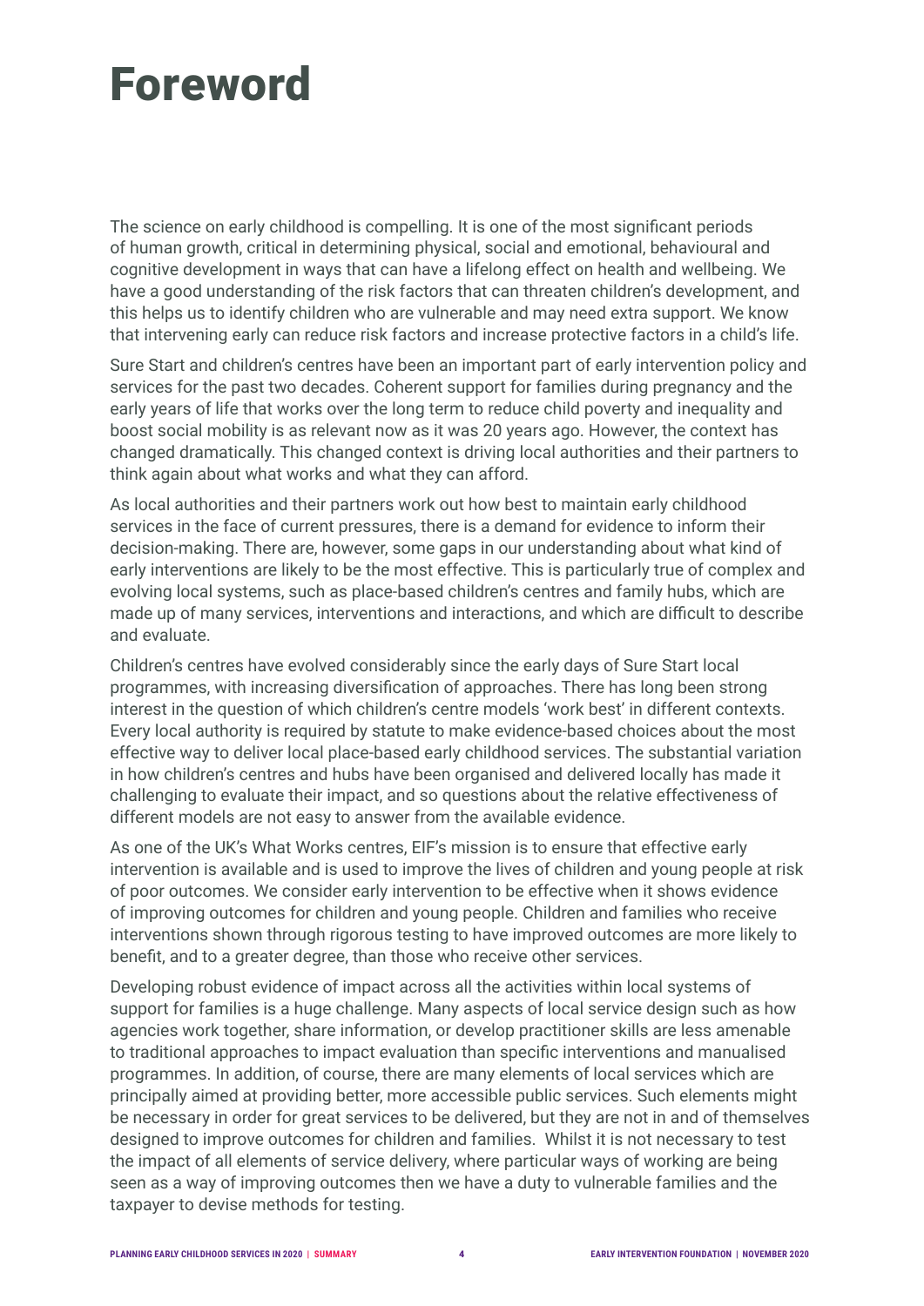# Foreword

The science on early childhood is compelling. It is one of the most significant periods of human growth, critical in determining physical, social and emotional, behavioural and cognitive development in ways that can have a lifelong effect on health and wellbeing. We have a good understanding of the risk factors that can threaten children's development, and this helps us to identify children who are vulnerable and may need extra support. We know that intervening early can reduce risk factors and increase protective factors in a child's life.

Sure Start and children's centres have been an important part of early intervention policy and services for the past two decades. Coherent support for families during pregnancy and the early years of life that works over the long term to reduce child poverty and inequality and boost social mobility is as relevant now as it was 20 years ago. However, the context has changed dramatically. This changed context is driving local authorities and their partners to think again about what works and what they can afford.

As local authorities and their partners work out how best to maintain early childhood services in the face of current pressures, there is a demand for evidence to inform their decision-making. There are, however, some gaps in our understanding about what kind of early interventions are likely to be the most effective. This is particularly true of complex and evolving local systems, such as place-based children's centres and family hubs, which are made up of many services, interventions and interactions, and which are difficult to describe and evaluate.

Children's centres have evolved considerably since the early days of Sure Start local programmes, with increasing diversification of approaches. There has long been strong interest in the question of which children's centre models 'work best' in different contexts. Every local authority is required by statute to make evidence-based choices about the most effective way to deliver local place-based early childhood services. The substantial variation in how children's centres and hubs have been organised and delivered locally has made it challenging to evaluate their impact, and so questions about the relative effectiveness of different models are not easy to answer from the available evidence.

As one of the UK's What Works centres, EIF's mission is to ensure that effective early intervention is available and is used to improve the lives of children and young people at risk of poor outcomes. We consider early intervention to be effective when it shows evidence of improving outcomes for children and young people. Children and families who receive interventions shown through rigorous testing to have improved outcomes are more likely to benefit, and to a greater degree, than those who receive other services.

Developing robust evidence of impact across all the activities within local systems of support for families is a huge challenge. Many aspects of local service design such as how agencies work together, share information, or develop practitioner skills are less amenable to traditional approaches to impact evaluation than specific interventions and manualised programmes. In addition, of course, there are many elements of local services which are principally aimed at providing better, more accessible public services. Such elements might be necessary in order for great services to be delivered, but they are not in and of themselves designed to improve outcomes for children and families. Whilst it is not necessary to test the impact of all elements of service delivery, where particular ways of working are being seen as a way of improving outcomes then we have a duty to vulnerable families and the taxpayer to devise methods for testing.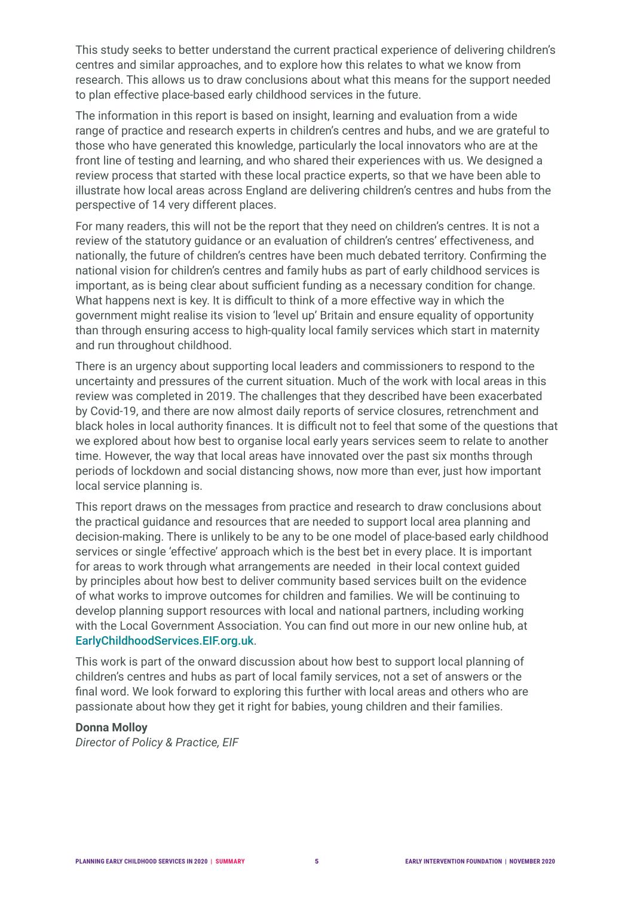This study seeks to better understand the current practical experience of delivering children's centres and similar approaches, and to explore how this relates to what we know from research. This allows us to draw conclusions about what this means for the support needed to plan effective place-based early childhood services in the future.

The information in this report is based on insight, learning and evaluation from a wide range of practice and research experts in children's centres and hubs, and we are grateful to those who have generated this knowledge, particularly the local innovators who are at the front line of testing and learning, and who shared their experiences with us. We designed a review process that started with these local practice experts, so that we have been able to illustrate how local areas across England are delivering children's centres and hubs from the perspective of 14 very different places.

For many readers, this will not be the report that they need on children's centres. It is not a review of the statutory guidance or an evaluation of children's centres' effectiveness, and nationally, the future of children's centres have been much debated territory. Confirming the national vision for children's centres and family hubs as part of early childhood services is important, as is being clear about sufficient funding as a necessary condition for change. What happens next is key. It is difficult to think of a more effective way in which the government might realise its vision to 'level up' Britain and ensure equality of opportunity than through ensuring access to high-quality local family services which start in maternity and run throughout childhood.

There is an urgency about supporting local leaders and commissioners to respond to the uncertainty and pressures of the current situation. Much of the work with local areas in this review was completed in 2019. The challenges that they described have been exacerbated by Covid-19, and there are now almost daily reports of service closures, retrenchment and black holes in local authority finances. It is difficult not to feel that some of the questions that we explored about how best to organise local early years services seem to relate to another time. However, the way that local areas have innovated over the past six months through periods of lockdown and social distancing shows, now more than ever, just how important local service planning is.

This report draws on the messages from practice and research to draw conclusions about the practical guidance and resources that are needed to support local area planning and decision-making. There is unlikely to be any to be one model of place-based early childhood services or single 'effective' approach which is the best bet in every place. It is important for areas to work through what arrangements are needed in their local context guided by principles about how best to deliver community based services built on the evidence of what works to improve outcomes for children and families. We will be continuing to develop planning support resources with local and national partners, including working with the Local Government Association. You can find out more in our new online hub, at EarlyChildhoodServices.EIF.org.uk.

This work is part of the onward discussion about how best to support local planning of children's centres and hubs as part of local family services, not a set of answers or the final word. We look forward to exploring this further with local areas and others who are passionate about how they get it right for babies, young children and their families.

**Donna Molloy**
*Director of Policy & Practice, EIF*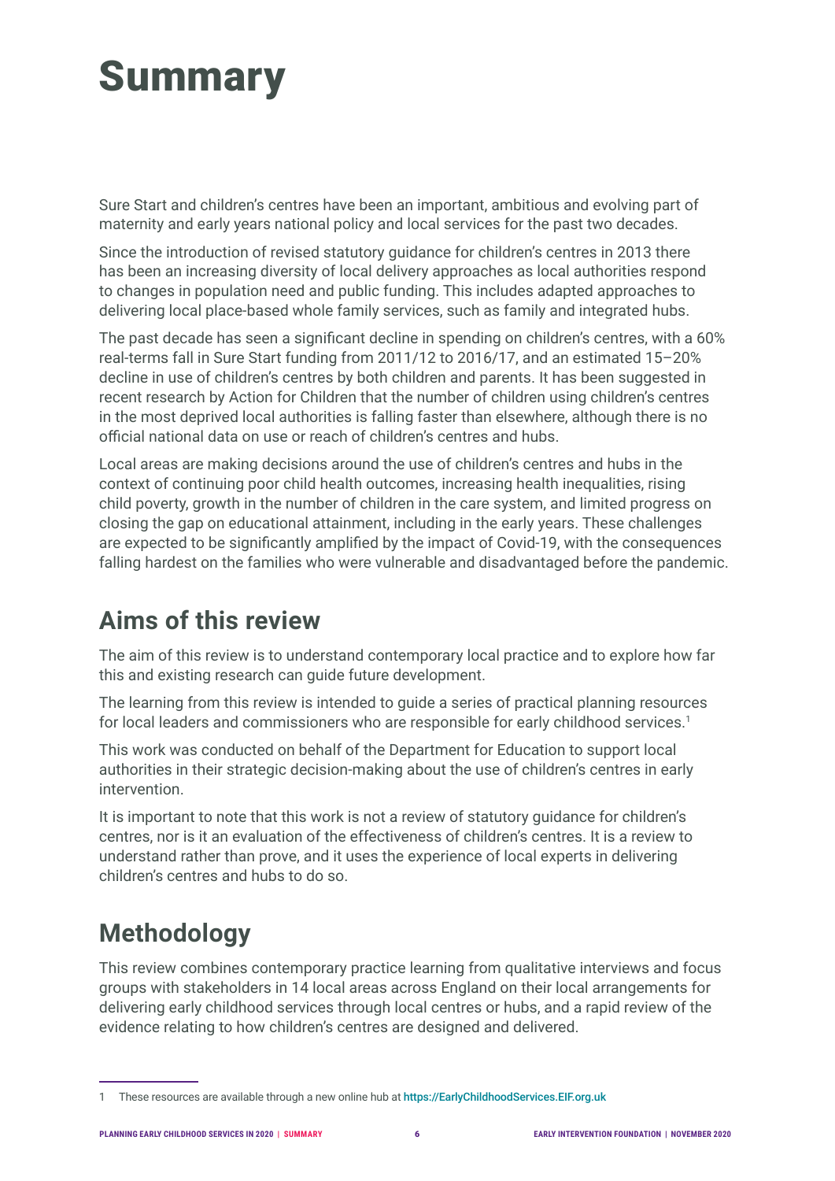# Summary

Sure Start and children's centres have been an important, ambitious and evolving part of maternity and early years national policy and local services for the past two decades.

Since the introduction of revised statutory guidance for children's centres in 2013 there has been an increasing diversity of local delivery approaches as local authorities respond to changes in population need and public funding. This includes adapted approaches to delivering local place-based whole family services, such as family and integrated hubs.

The past decade has seen a significant decline in spending on children's centres, with a 60% real-terms fall in Sure Start funding from 2011/12 to 2016/17, and an estimated 15–20% decline in use of children's centres by both children and parents. It has been suggested in recent research by Action for Children that the number of children using children's centres in the most deprived local authorities is falling faster than elsewhere, although there is no official national data on use or reach of children's centres and hubs.

Local areas are making decisions around the use of children's centres and hubs in the context of continuing poor child health outcomes, increasing health inequalities, rising child poverty, growth in the number of children in the care system, and limited progress on closing the gap on educational attainment, including in the early years. These challenges are expected to be significantly amplified by the impact of Covid-19, with the consequences falling hardest on the families who were vulnerable and disadvantaged before the pandemic.

## Aims of this review

The aim of this review is to understand contemporary local practice and to explore how far this and existing research can guide future development.

The learning from this review is intended to guide a series of practical planning resources for local leaders and commissioners who are responsible for early childhood services.[1]

This work was conducted on behalf of the Department for Education to support local authorities in their strategic decision-making about the use of children's centres in early intervention.

It is important to note that this work is not a review of statutory guidance for children's centres, nor is it an evaluation of the effectiveness of children's centres. It is a review to understand rather than prove, and it uses the experience of local experts in delivering children's centres and hubs to do so.

## Methodology

This review combines contemporary practice learning from qualitative interviews and focus groups with stakeholders in 14 local areas across England on their local arrangements for delivering early childhood services through local centres or hubs, and a rapid review of the evidence relating to how children's centres are designed and delivered.

---

1 These resources are available through a new online hub at https://EarlyChildhoodServices.EIF.org.uk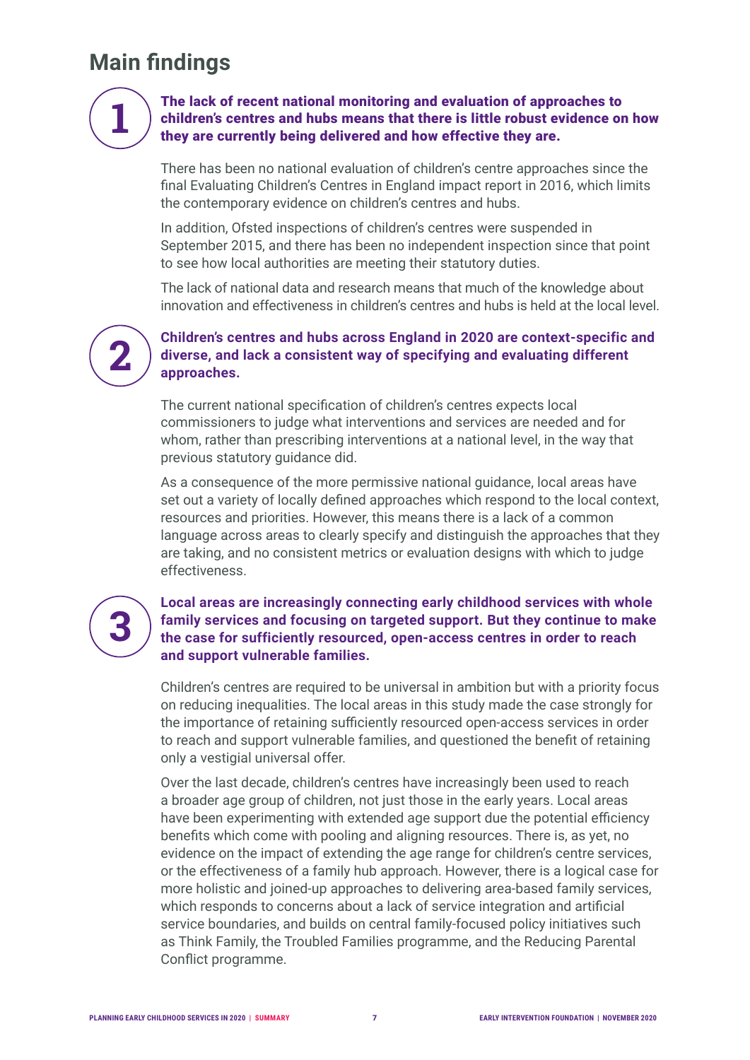## Main findings

**1**

**The lack of recent national monitoring and evaluation of approaches to children's centres and hubs means that there is little robust evidence on how they are currently being delivered and how effective they are.**

There has been no national evaluation of children's centre approaches since the final Evaluating Children's Centres in England impact report in 2016, which limits the contemporary evidence on children's centres and hubs.

In addition, Ofsted inspections of children's centres were suspended in September 2015, and there has been no independent inspection since that point to see how local authorities are meeting their statutory duties.

The lack of national data and research means that much of the knowledge about innovation and effectiveness in children's centres and hubs is held at the local level.

**2**

**Children's centres and hubs across England in 2020 are context-specific and diverse, and lack a consistent way of specifying and evaluating different approaches.**

The current national specification of children's centres expects local commissioners to judge what interventions and services are needed and for whom, rather than prescribing interventions at a national level, in the way that previous statutory guidance did.

As a consequence of the more permissive national guidance, local areas have set out a variety of locally defined approaches which respond to the local context, resources and priorities. However, this means there is a lack of a common language across areas to clearly specify and distinguish the approaches that they are taking, and no consistent metrics or evaluation designs with which to judge effectiveness.

**3**

**Local areas are increasingly connecting early childhood services with whole family services and focusing on targeted support. But they continue to make the case for sufficiently resourced, open-access centres in order to reach and support vulnerable families.**

Children's centres are required to be universal in ambition but with a priority focus on reducing inequalities. The local areas in this study made the case strongly for the importance of retaining sufficiently resourced open-access services in order to reach and support vulnerable families, and questioned the benefit of retaining only a vestigial universal offer.

Over the last decade, children's centres have increasingly been used to reach a broader age group of children, not just those in the early years. Local areas have been experimenting with extended age support due the potential efficiency benefits which come with pooling and aligning resources. There is, as yet, no evidence on the impact of extending the age range for children's centre services, or the effectiveness of a family hub approach. However, there is a logical case for more holistic and joined-up approaches to delivering area-based family services, which responds to concerns about a lack of service integration and artificial service boundaries, and builds on central family-focused policy initiatives such as Think Family, the Troubled Families programme, and the Reducing Parental Conflict programme.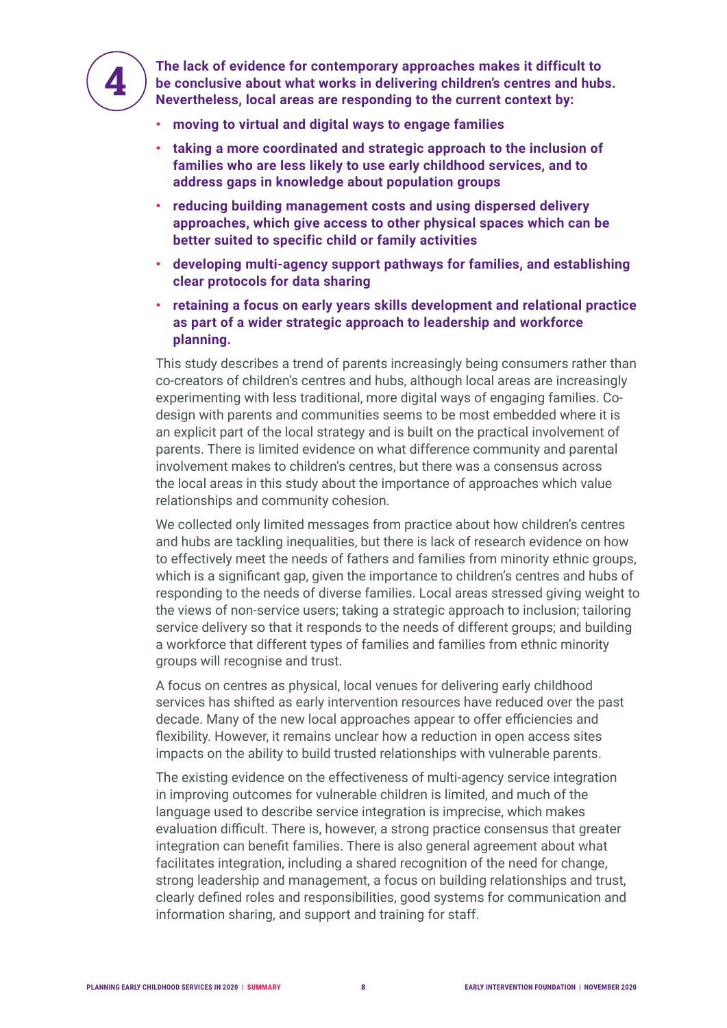**4**

**The lack of evidence for contemporary approaches makes it difficult to be conclusive about what works in delivering children's centres and hubs. Nevertheless, local areas are responding to the current context by:**

- **moving to virtual and digital ways to engage families**
- **taking a more coordinated and strategic approach to the inclusion of families who are less likely to use early childhood services, and to address gaps in knowledge about population groups**
- **reducing building management costs and using dispersed delivery approaches, which give access to other physical spaces which can be better suited to specific child or family activities**
- **developing multi-agency support pathways for families, and establishing clear protocols for data sharing**
- **retaining a focus on early years skills development and relational practice as part of a wider strategic approach to leadership and workforce planning.**

This study describes a trend of parents increasingly being consumers rather than co-creators of children's centres and hubs, although local areas are increasingly experimenting with less traditional, more digital ways of engaging families. Co-design with parents and communities seems to be most embedded where it is an explicit part of the local strategy and is built on the practical involvement of parents. There is limited evidence on what difference community and parental involvement makes to children's centres, but there was a consensus across the local areas in this study about the importance of approaches which value relationships and community cohesion.

We collected only limited messages from practice about how children's centres and hubs are tackling inequalities, but there is lack of research evidence on how to effectively meet the needs of fathers and families from minority ethnic groups, which is a significant gap, given the importance to children's centres and hubs of responding to the needs of diverse families. Local areas stressed giving weight to the views of non-service users; taking a strategic approach to inclusion; tailoring service delivery so that it responds to the needs of different groups; and building a workforce that different types of families and families from ethnic minority groups will recognise and trust.

A focus on centres as physical, local venues for delivering early childhood services has shifted as early intervention resources have reduced over the past decade. Many of the new local approaches appear to offer efficiencies and flexibility. However, it remains unclear how a reduction in open access sites impacts on the ability to build trusted relationships with vulnerable parents.

The existing evidence on the effectiveness of multi-agency service integration in improving outcomes for vulnerable children is limited, and much of the language used to describe service integration is imprecise, which makes evaluation difficult. There is, however, a strong practice consensus that greater integration can benefit families. There is also general agreement about what facilitates integration, including a shared recognition of the need for change, strong leadership and management, a focus on building relationships and trust, clearly defined roles and responsibilities, good systems for communication and information sharing, and support and training for staff.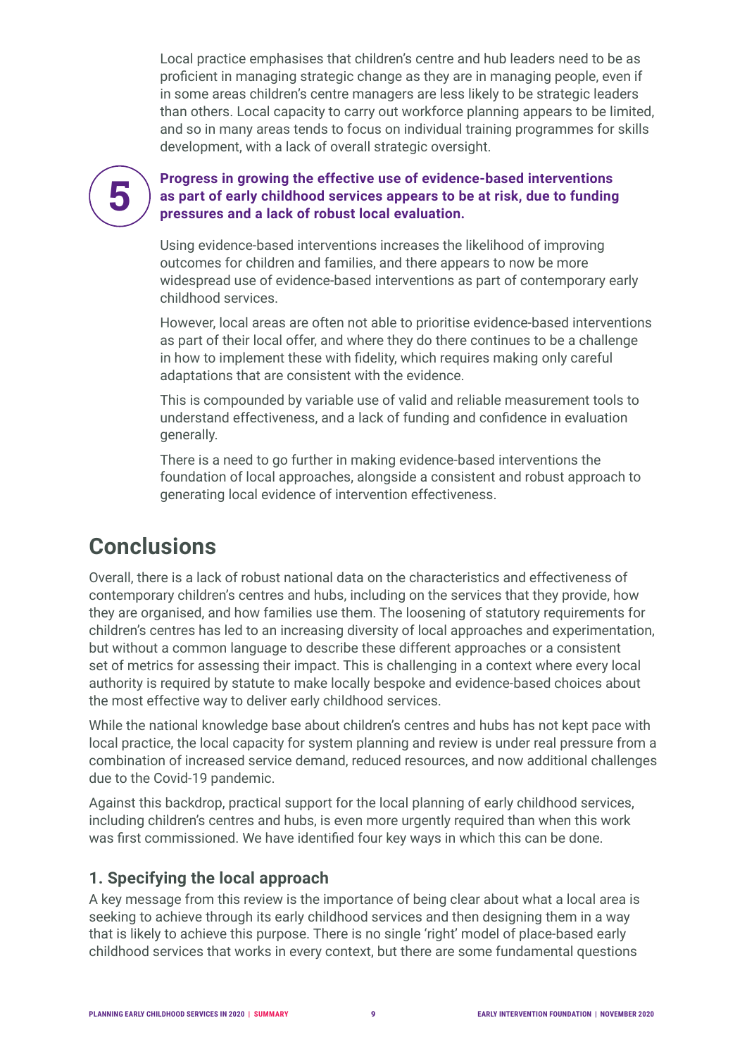Local practice emphasises that children's centre and hub leaders need to be as proficient in managing strategic change as they are in managing people, even if in some areas children's centre managers are less likely to be strategic leaders than others. Local capacity to carry out workforce planning appears to be limited, and so in many areas tends to focus on individual training programmes for skills development, with a lack of overall strategic oversight.

**5 Progress in growing the effective use of evidence-based interventions as part of early childhood services appears to be at risk, due to funding pressures and a lack of robust local evaluation.**

Using evidence-based interventions increases the likelihood of improving outcomes for children and families, and there appears to now be more widespread use of evidence-based interventions as part of contemporary early childhood services.

However, local areas are often not able to prioritise evidence-based interventions as part of their local offer, and where they do there continues to be a challenge in how to implement these with fidelity, which requires making only careful adaptations that are consistent with the evidence.

This is compounded by variable use of valid and reliable measurement tools to understand effectiveness, and a lack of funding and confidence in evaluation generally.

There is a need to go further in making evidence-based interventions the foundation of local approaches, alongside a consistent and robust approach to generating local evidence of intervention effectiveness.

## Conclusions

Overall, there is a lack of robust national data on the characteristics and effectiveness of contemporary children's centres and hubs, including on the services that they provide, how they are organised, and how families use them. The loosening of statutory requirements for children's centres has led to an increasing diversity of local approaches and experimentation, but without a common language to describe these different approaches or a consistent set of metrics for assessing their impact. This is challenging in a context where every local authority is required by statute to make locally bespoke and evidence-based choices about the most effective way to deliver early childhood services.

While the national knowledge base about children's centres and hubs has not kept pace with local practice, the local capacity for system planning and review is under real pressure from a combination of increased service demand, reduced resources, and now additional challenges due to the Covid-19 pandemic.

Against this backdrop, practical support for the local planning of early childhood services, including children's centres and hubs, is even more urgently required than when this work was first commissioned. We have identified four key ways in which this can be done.

### 1. Specifying the local approach

A key message from this review is the importance of being clear about what a local area is seeking to achieve through its early childhood services and then designing them in a way that is likely to achieve this purpose. There is no single 'right' model of place-based early childhood services that works in every context, but there are some fundamental questions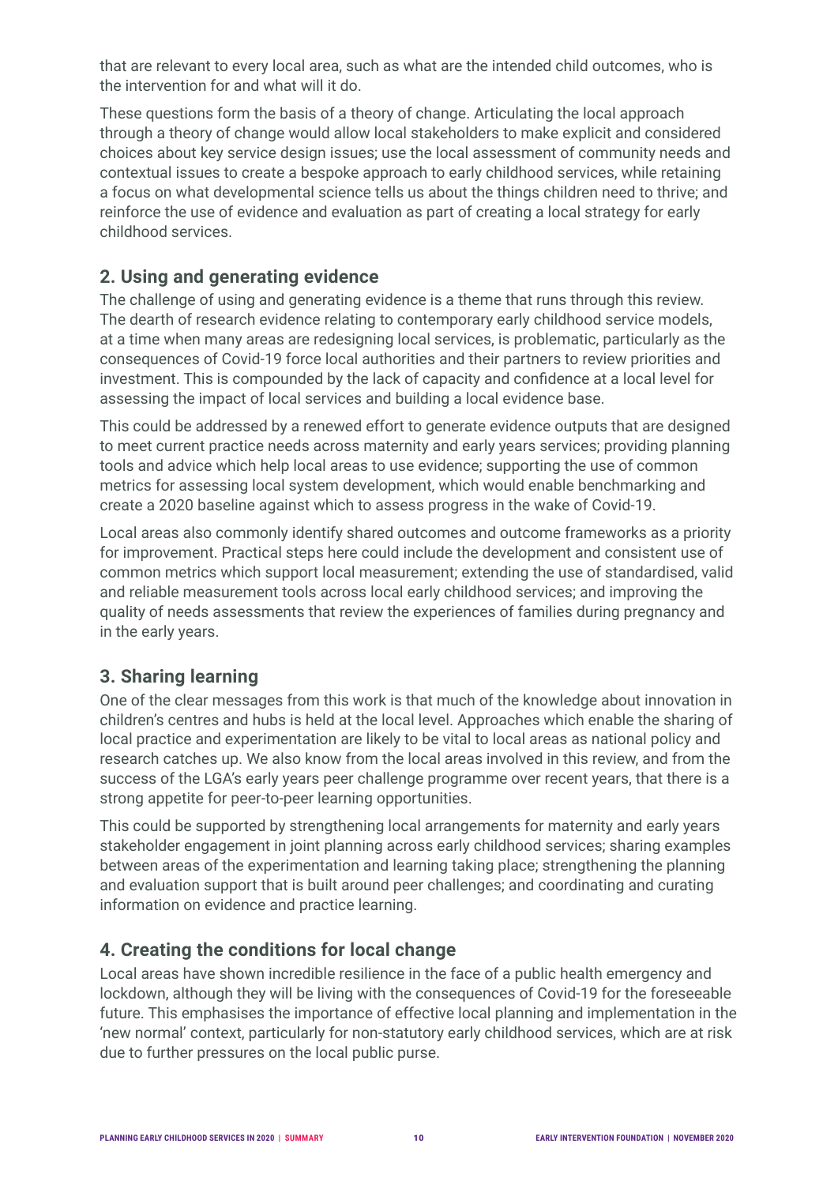that are relevant to every local area, such as what are the intended child outcomes, who is the intervention for and what will it do.

These questions form the basis of a theory of change. Articulating the local approach through a theory of change would allow local stakeholders to make explicit and considered choices about key service design issues; use the local assessment of community needs and contextual issues to create a bespoke approach to early childhood services, while retaining a focus on what developmental science tells us about the things children need to thrive; and reinforce the use of evidence and evaluation as part of creating a local strategy for early childhood services.

## 2. Using and generating evidence

The challenge of using and generating evidence is a theme that runs through this review. The dearth of research evidence relating to contemporary early childhood service models, at a time when many areas are redesigning local services, is problematic, particularly as the consequences of Covid-19 force local authorities and their partners to review priorities and investment. This is compounded by the lack of capacity and confidence at a local level for assessing the impact of local services and building a local evidence base.

This could be addressed by a renewed effort to generate evidence outputs that are designed to meet current practice needs across maternity and early years services; providing planning tools and advice which help local areas to use evidence; supporting the use of common metrics for assessing local system development, which would enable benchmarking and create a 2020 baseline against which to assess progress in the wake of Covid-19.

Local areas also commonly identify shared outcomes and outcome frameworks as a priority for improvement. Practical steps here could include the development and consistent use of common metrics which support local measurement; extending the use of standardised, valid and reliable measurement tools across local early childhood services; and improving the quality of needs assessments that review the experiences of families during pregnancy and in the early years.

## 3. Sharing learning

One of the clear messages from this work is that much of the knowledge about innovation in children's centres and hubs is held at the local level. Approaches which enable the sharing of local practice and experimentation are likely to be vital to local areas as national policy and research catches up. We also know from the local areas involved in this review, and from the success of the LGA's early years peer challenge programme over recent years, that there is a strong appetite for peer-to-peer learning opportunities.

This could be supported by strengthening local arrangements for maternity and early years stakeholder engagement in joint planning across early childhood services; sharing examples between areas of the experimentation and learning taking place; strengthening the planning and evaluation support that is built around peer challenges; and coordinating and curating information on evidence and practice learning.

## 4. Creating the conditions for local change

Local areas have shown incredible resilience in the face of a public health emergency and lockdown, although they will be living with the consequences of Covid-19 for the foreseeable future. This emphasises the importance of effective local planning and implementation in the 'new normal' context, particularly for non-statutory early childhood services, which are at risk due to further pressures on the local public purse.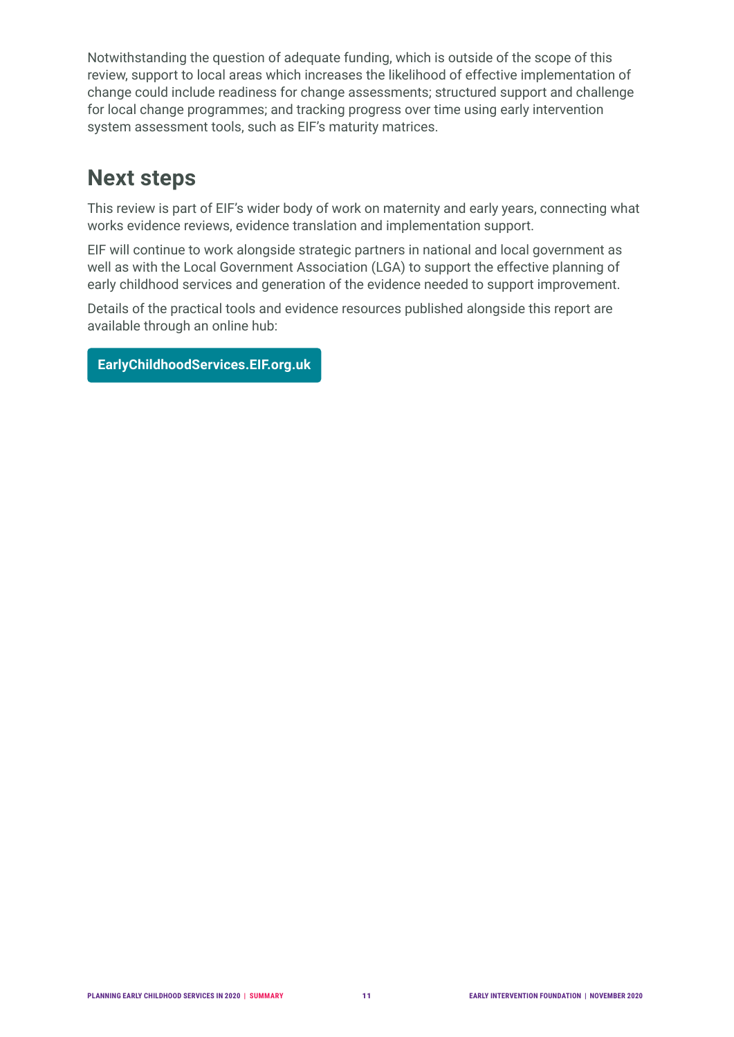Notwithstanding the question of adequate funding, which is outside of the scope of this review, support to local areas which increases the likelihood of effective implementation of change could include readiness for change assessments; structured support and challenge for local change programmes; and tracking progress over time using early intervention system assessment tools, such as EIF's maturity matrices.

## Next steps

This review is part of EIF's wider body of work on maternity and early years, connecting what works evidence reviews, evidence translation and implementation support.

EIF will continue to work alongside strategic partners in national and local government as well as with the Local Government Association (LGA) to support the effective planning of early childhood services and generation of the evidence needed to support improvement.

Details of the practical tools and evidence resources published alongside this report are available through an online hub:

**EarlyChildhoodServices.EIF.org.uk**